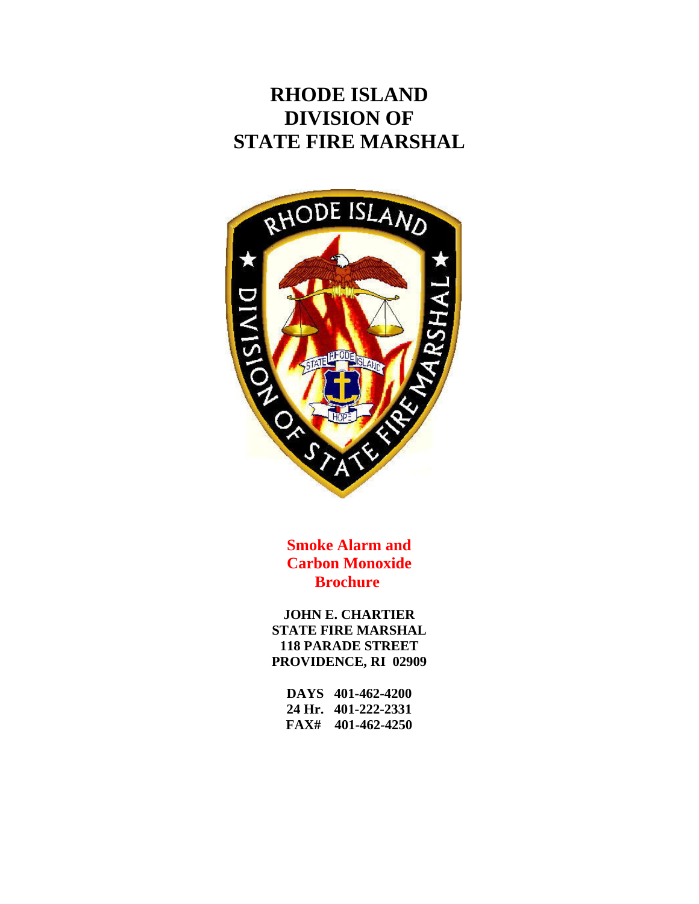# RHODE ISLAND DIVISION OF STATE FIRE MARSHAL

**Smoke Alarm and Carbon Monoxide Brochure**

**JOHN E. CHARTIER**
**STATE FIRE MARSHAL**
**118 PARADE STREET**
**PROVIDENCE, RI 02909**

**DAYS 401-462-4200**
**24 Hr. 401-222-2331**
**FAX# 401-462-4250**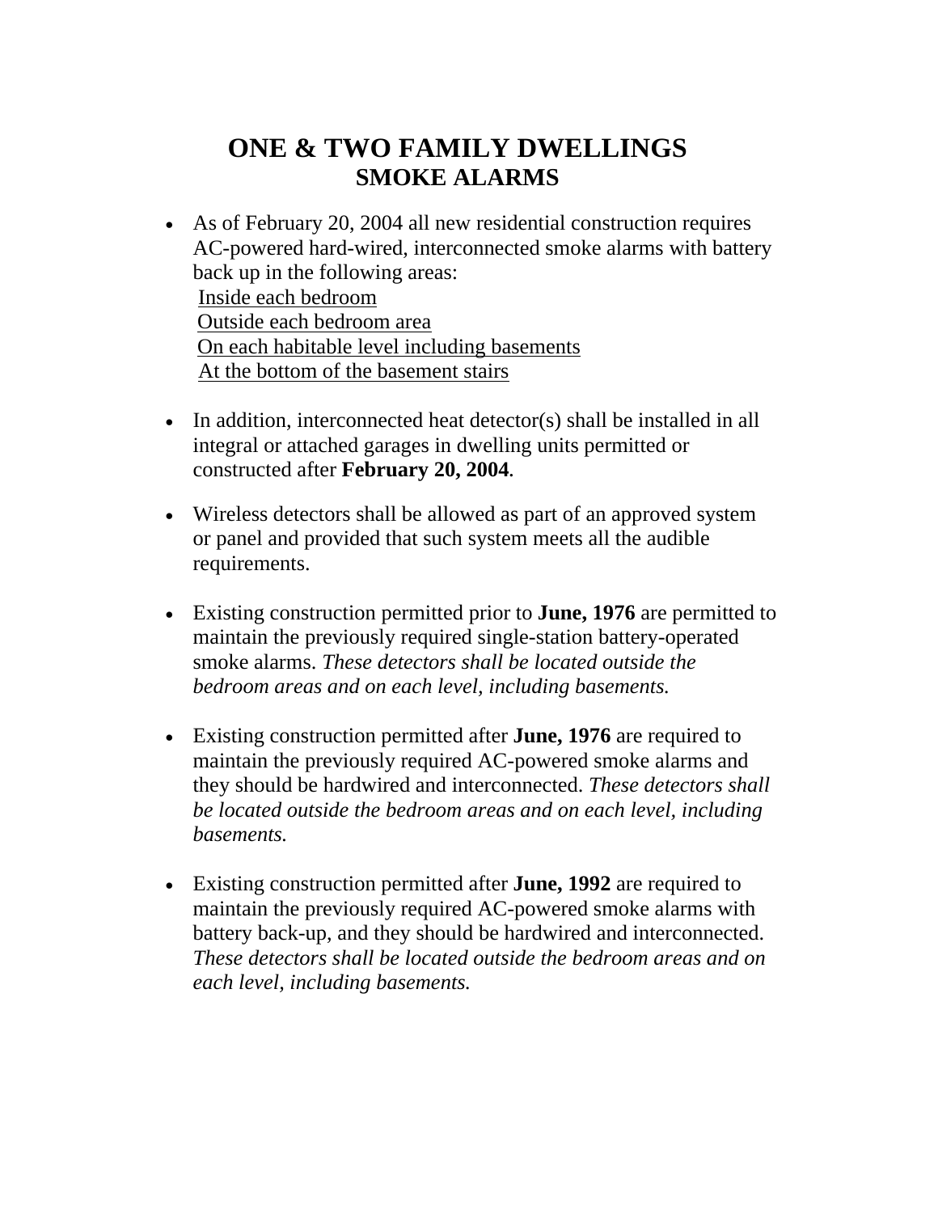# ONE & TWO FAMILY DWELLINGS
## SMOKE ALARMS

- As of February 20, 2004 all new residential construction requires AC-powered hard-wired, interconnected smoke alarms with battery back up in the following areas:
  <u>Inside each bedroom</u>
  <u>Outside each bedroom area</u>
  <u>On each habitable level including basements</u>
  <u>At the bottom of the basement stairs</u>

- In addition, interconnected heat detector(s) shall be installed in all integral or attached garages in dwelling units permitted or constructed after **February 20, 2004**.

- Wireless detectors shall be allowed as part of an approved system or panel and provided that such system meets all the audible requirements.

- Existing construction permitted prior to **June, 1976** are permitted to maintain the previously required single-station battery-operated smoke alarms. *These detectors shall be located outside the bedroom areas and on each level, including basements.*

- Existing construction permitted after **June, 1976** are required to maintain the previously required AC-powered smoke alarms and they should be hardwired and interconnected. *These detectors shall be located outside the bedroom areas and on each level, including basements.*

- Existing construction permitted after **June, 1992** are required to maintain the previously required AC-powered smoke alarms with battery back-up, and they should be hardwired and interconnected. *These detectors shall be located outside the bedroom areas and on each level, including basements.*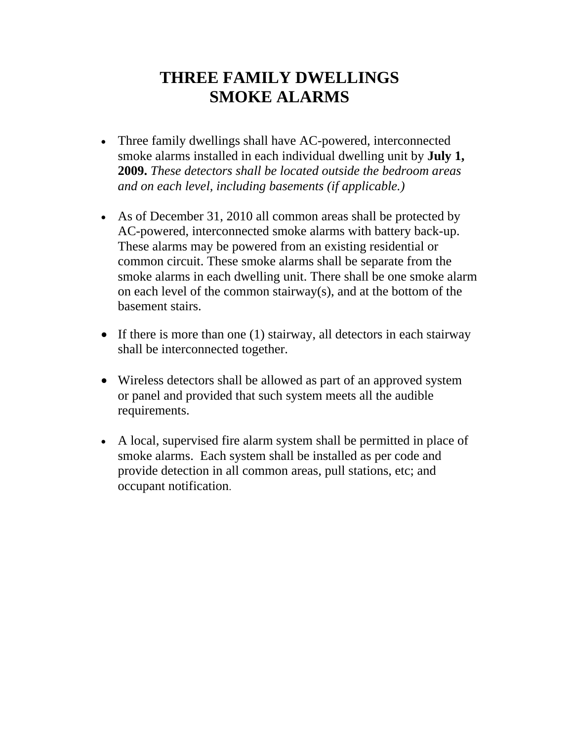# THREE FAMILY DWELLINGS
# SMOKE ALARMS

- Three family dwellings shall have AC-powered, interconnected smoke alarms installed in each individual dwelling unit by **July 1, 2009.** *These detectors shall be located outside the bedroom areas and on each level, including basements (if applicable.)*

- As of December 31, 2010 all common areas shall be protected by AC-powered, interconnected smoke alarms with battery back-up. These alarms may be powered from an existing residential or common circuit. These smoke alarms shall be separate from the smoke alarms in each dwelling unit. There shall be one smoke alarm on each level of the common stairway(s), and at the bottom of the basement stairs.

- If there is more than one (1) stairway, all detectors in each stairway shall be interconnected together.

- Wireless detectors shall be allowed as part of an approved system or panel and provided that such system meets all the audible requirements.

- A local, supervised fire alarm system shall be permitted in place of smoke alarms. Each system shall be installed as per code and provide detection in all common areas, pull stations, etc; and occupant notification.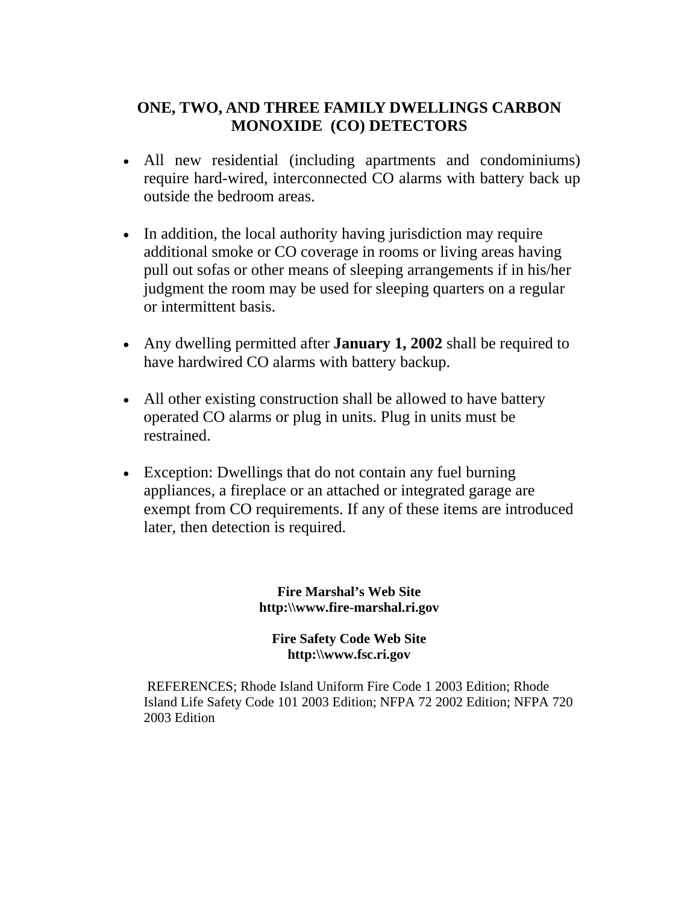# ONE, TWO, AND THREE FAMILY DWELLINGS CARBON MONOXIDE (CO) DETECTORS

- All new residential (including apartments and condominiums) require hard-wired, interconnected CO alarms with battery back up outside the bedroom areas.
- In addition, the local authority having jurisdiction may require additional smoke or CO coverage in rooms or living areas having pull out sofas or other means of sleeping arrangements if in his/her judgment the room may be used for sleeping quarters on a regular or intermittent basis.
- Any dwelling permitted after **January 1, 2002** shall be required to have hardwired CO alarms with battery backup.
- All other existing construction shall be allowed to have battery operated CO alarms or plug in units. Plug in units must be restrained.
- Exception: Dwellings that do not contain any fuel burning appliances, a fireplace or an attached or integrated garage are exempt from CO requirements. If any of these items are introduced later, then detection is required.

**Fire Marshal's Web Site**
**http:\\www.fire-marshal.ri.gov**

**Fire Safety Code Web Site**
**http:\\www.fsc.ri.gov**

REFERENCES; Rhode Island Uniform Fire Code 1 2003 Edition; Rhode Island Life Safety Code 101 2003 Edition; NFPA 72 2002 Edition; NFPA 720 2003 Edition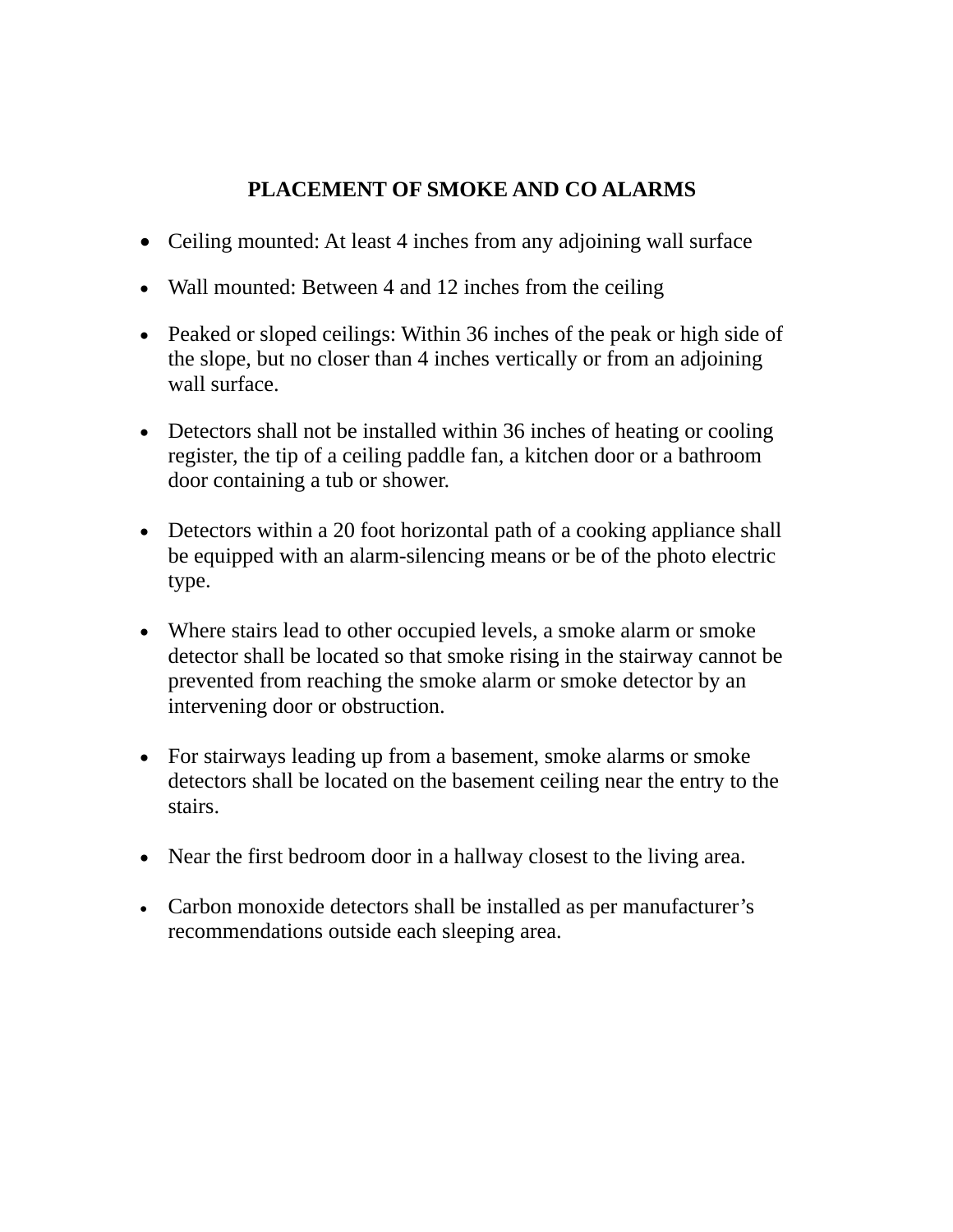# PLACEMENT OF SMOKE AND CO ALARMS

- Ceiling mounted: At least 4 inches from any adjoining wall surface
- Wall mounted: Between 4 and 12 inches from the ceiling
- Peaked or sloped ceilings: Within 36 inches of the peak or high side of the slope, but no closer than 4 inches vertically or from an adjoining wall surface.
- Detectors shall not be installed within 36 inches of heating or cooling register, the tip of a ceiling paddle fan, a kitchen door or a bathroom door containing a tub or shower.
- Detectors within a 20 foot horizontal path of a cooking appliance shall be equipped with an alarm-silencing means or be of the photo electric type.
- Where stairs lead to other occupied levels, a smoke alarm or smoke detector shall be located so that smoke rising in the stairway cannot be prevented from reaching the smoke alarm or smoke detector by an intervening door or obstruction.
- For stairways leading up from a basement, smoke alarms or smoke detectors shall be located on the basement ceiling near the entry to the stairs.
- Near the first bedroom door in a hallway closest to the living area.
- Carbon monoxide detectors shall be installed as per manufacturer's recommendations outside each sleeping area.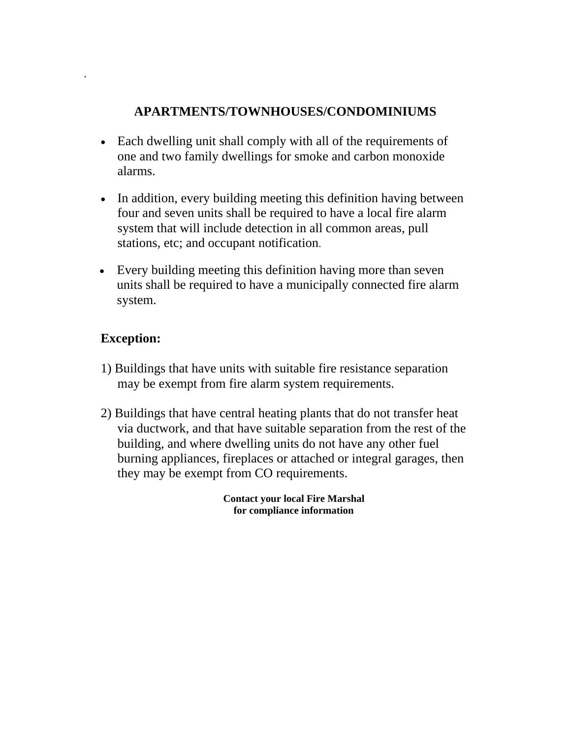## APARTMENTS/TOWNHOUSES/CONDOMINIUMS

- Each dwelling unit shall comply with all of the requirements of one and two family dwellings for smoke and carbon monoxide alarms.
- In addition, every building meeting this definition having between four and seven units shall be required to have a local fire alarm system that will include detection in all common areas, pull stations, etc; and occupant notification.
- Every building meeting this definition having more than seven units shall be required to have a municipally connected fire alarm system.

### Exception:

1) Buildings that have units with suitable fire resistance separation may be exempt from fire alarm system requirements.

2) Buildings that have central heating plants that do not transfer heat via ductwork, and that have suitable separation from the rest of the building, and where dwelling units do not have any other fuel burning appliances, fireplaces or attached or integral garages, then they may be exempt from CO requirements.

**Contact your local Fire Marshal for compliance information**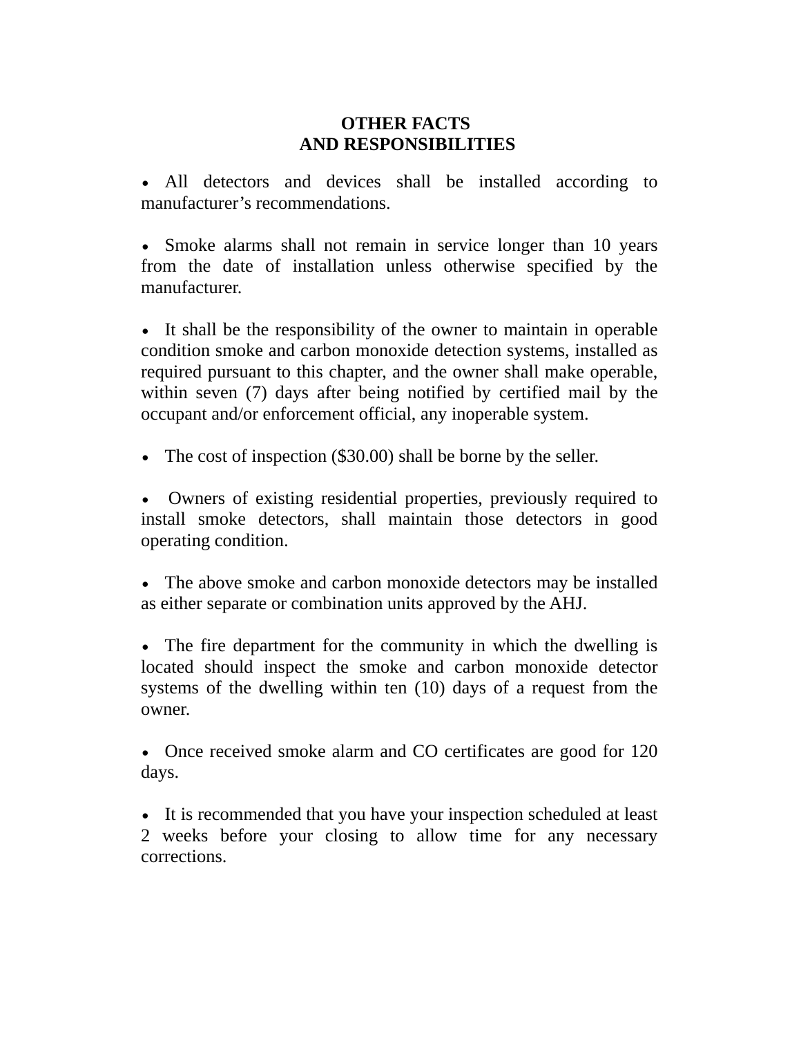# OTHER FACTS AND RESPONSIBILITIES

- All detectors and devices shall be installed according to manufacturer's recommendations.

- Smoke alarms shall not remain in service longer than 10 years from the date of installation unless otherwise specified by the manufacturer.

- It shall be the responsibility of the owner to maintain in operable condition smoke and carbon monoxide detection systems, installed as required pursuant to this chapter, and the owner shall make operable, within seven (7) days after being notified by certified mail by the occupant and/or enforcement official, any inoperable system.

- The cost of inspection ($30.00) shall be borne by the seller.

- Owners of existing residential properties, previously required to install smoke detectors, shall maintain those detectors in good operating condition.

- The above smoke and carbon monoxide detectors may be installed as either separate or combination units approved by the AHJ.

- The fire department for the community in which the dwelling is located should inspect the smoke and carbon monoxide detector systems of the dwelling within ten (10) days of a request from the owner.

- Once received smoke alarm and CO certificates are good for 120 days.

- It is recommended that you have your inspection scheduled at least 2 weeks before your closing to allow time for any necessary corrections.